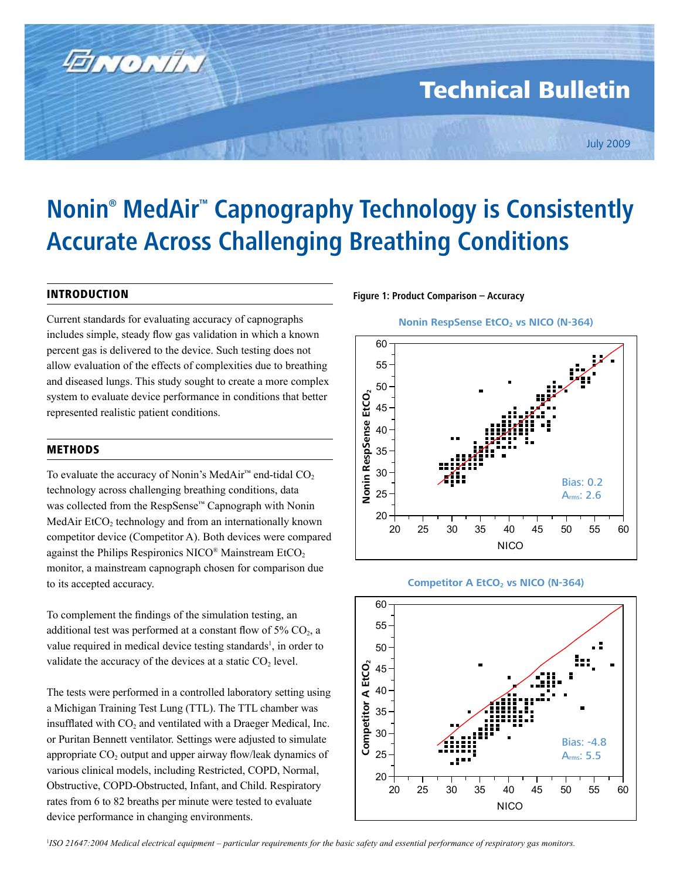Technical Bulletin

July 2009

# Nonin® MedAir™ Capnography Technology is Consistently Accurate Across Challenging Breathing Conditions

## INTRODUCTION

Current standards for evaluating accuracy of capnographs includes simple, steady flow gas validation in which a known percent gas is delivered to the device. Such testing does not allow evaluation of the effects of complexities due to breathing and diseased lungs. This study sought to create a more complex system to evaluate device performance in conditions that better represented realistic patient conditions.

## METHODS

To evaluate the accuracy of Nonin's MedAir™ end-tidal $CO_2$ technology across challenging breathing conditions, data was collected from the RespSense™ Capnograph with Nonin MedAir $EtCO_2$ technology and from an internationally known competitor device (Competitor A). Both devices were compared against the Philips Respironics NICO® Mainstream $EtCO_2$ monitor, a mainstream capnograph chosen for comparison due to its accepted accuracy.

To complement the findings of the simulation testing, an additional test was performed at a constant flow of 5% $CO_2$, a value required in medical device testing standards[1], in order to validate the accuracy of the devices at a static $CO_2$ level.

The tests were performed in a controlled laboratory setting using a Michigan Training Test Lung (TTL). The TTL chamber was insufflated with $CO_2$ and ventilated with a Draeger Medical, Inc. or Puritan Bennett ventilator. Settings were adjusted to simulate appropriate $CO_2$ output and upper airway flow/leak dynamics of various clinical models, including Restricted, COPD, Normal, Obstructive, COPD-Obstructed, Infant, and Child. Respiratory rates from 6 to 82 breaths per minute were tested to evaluate device performance in changing environments.

**Figure 1: Product Comparison – Accuracy**

Nonin RespSense $EtCO_2$ vs NICO (N-364)

Bias: 0.2
$A_{rms}$: 2.6

Competitor A $EtCO_2$ vs NICO (N-364)

Bias: -4.8
$A_{rms}$: 5.5

[1] *ISO 21647:2004 Medical electrical equipment – particular requirements for the basic safety and essential performance of respiratory gas monitors.*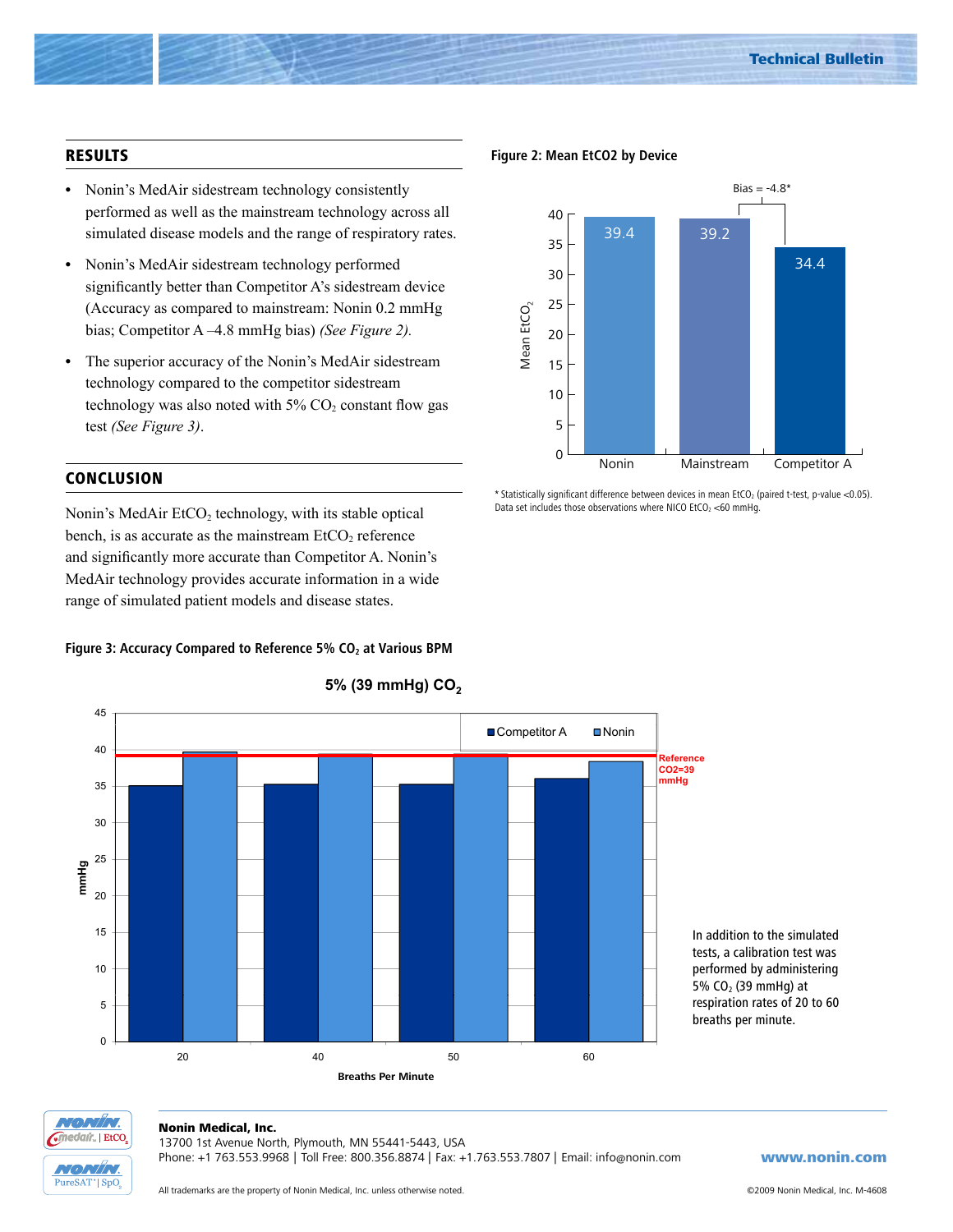## RESULTS

- Nonin's MedAir sidestream technology consistently performed as well as the mainstream technology across all simulated disease models and the range of respiratory rates.
- Nonin's MedAir sidestream technology performed significantly better than Competitor A's sidestream device (Accuracy as compared to mainstream: Nonin 0.2 mmHg bias; Competitor A –4.8 mmHg bias) *(See Figure 2).*
- The superior accuracy of the Nonin's MedAir sidestream technology compared to the competitor sidestream technology was also noted with 5% $CO_2$ constant flow gas test *(See Figure 3)*.

## CONCLUSION

Nonin's MedAir $EtCO_2$ technology, with its stable optical bench, is as accurate as the mainstream $EtCO_2$ reference and significantly more accurate than Competitor A. Nonin's MedAir technology provides accurate information in a wide range of simulated patient models and disease states.

**Figure 2: Mean EtCO2 by Device**

Bias = -4.8*

Mean $EtCO_2$

40
35
30
25
20
15
10
5
0

39.4
39.2
34.4

Nonin
Mainstream
Competitor A

\* Statistically significant difference between devices in mean $EtCO_2$ (paired t-test, p-value <0.05). Data set includes those observations where NICO $EtCO_2$ <60 mmHg.

**Figure 3: Accuracy Compared to Reference 5% $CO_2$ at Various BPM**

5% (39 mmHg) $CO_2$

Competitor A
Nonin

Reference CO2=39 mmHg

mmHg

45
40
35
30
25
20
15
10
5
0

20
40
50
60

Breaths Per Minute

In addition to the simulated tests, a calibration test was performed by administering 5% $CO_2$ (39 mmHg) at respiration rates of 20 to 60 breaths per minute.

**Nonin Medical, Inc.**
13700 1st Avenue North, Plymouth, MN 55441-5443, USA
Phone: +1 763.553.9968 | Toll Free: 800.356.8874 | Fax: +1.763.553.7807 | Email: info@nonin.com

www.nonin.com

All trademarks are the property of Nonin Medical, Inc. unless otherwise noted.

©2009 Nonin Medical, Inc. M-4608